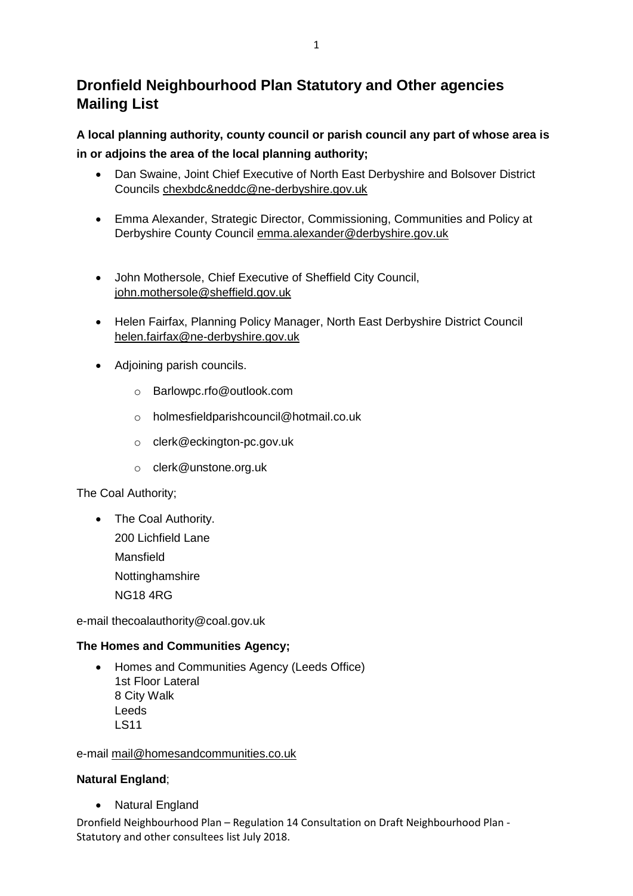# Dronfield Neighbourhood Plan Statutory and Other agencies Mailing List

**A local planning authority, county council or parish council any part of whose area is in or adjoins the area of the local planning authority;**

- Dan Swaine, Joint Chief Executive of North East Derbyshire and Bolsover District Councils chexbdc&neddc@ne-derbyshire.gov.uk
- Emma Alexander, Strategic Director, Commissioning, Communities and Policy at Derbyshire County Council emma.alexander@derbyshire.gov.uk
- John Mothersole, Chief Executive of Sheffield City Council, john.mothersole@sheffield.gov.uk
- Helen Fairfax, Planning Policy Manager, North East Derbyshire District Council helen.fairfax@ne-derbyshire.gov.uk
- Adjoining parish councils.
  - Barlowpc.rfo@outlook.com
  - holmesfieldparishcouncil@hotmail.co.uk
  - clerk@eckington-pc.gov.uk
  - clerk@unstone.org.uk

The Coal Authority;

- The Coal Authority.
  200 Lichfield Lane
  Mansfield
  Nottinghamshire
  NG18 4RG

e-mail thecoalauthority@coal.gov.uk

**The Homes and Communities Agency;**

- Homes and Communities Agency (Leeds Office)
  1st Floor Lateral
  8 City Walk
  Leeds
  LS11

e-mail mail@homesandcommunities.co.uk

**Natural England**;

- Natural England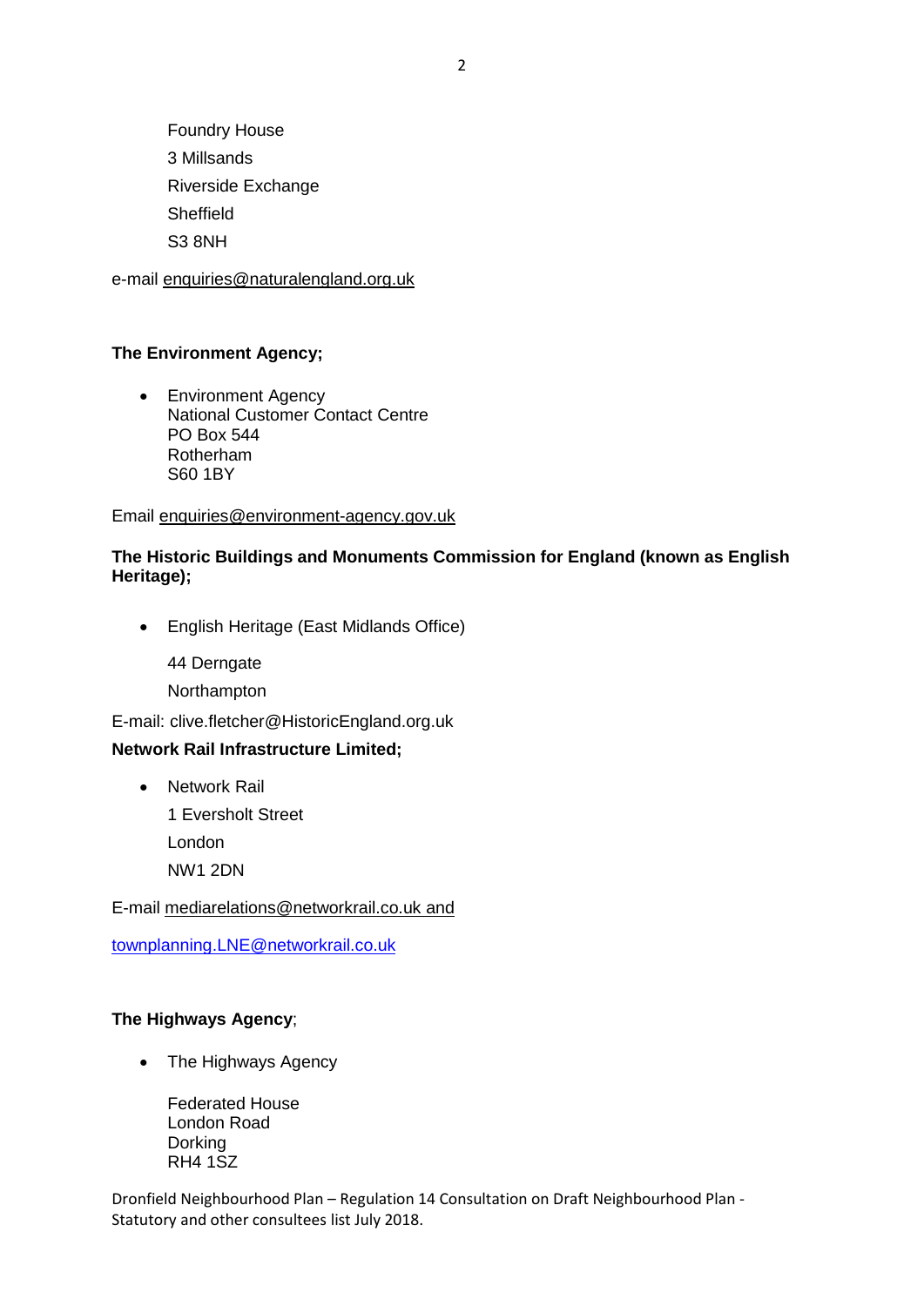Foundry House
3 Millsands
Riverside Exchange
Sheffield
S3 8NH

e-mail enquiries@naturalengland.org.uk

**The Environment Agency;**

- Environment Agency
  National Customer Contact Centre
  PO Box 544
  Rotherham
  S60 1BY

Email enquiries@environment-agency.gov.uk

**The Historic Buildings and Monuments Commission for England (known as English Heritage);**

- English Heritage (East Midlands Office)

  44 Derngate
  Northampton

E-mail: clive.fletcher@HistoricEngland.org.uk

**Network Rail Infrastructure Limited;**

- Network Rail
  1 Eversholt Street
  London
  NW1 2DN

E-mail mediarelations@networkrail.co.uk and

townplanning.LNE@networkrail.co.uk

**The Highways Agency**;

- The Highways Agency

  Federated House
  London Road
  Dorking
  RH4 1SZ

Dronfield Neighbourhood Plan – Regulation 14 Consultation on Draft Neighbourhood Plan - Statutory and other consultees list July 2018.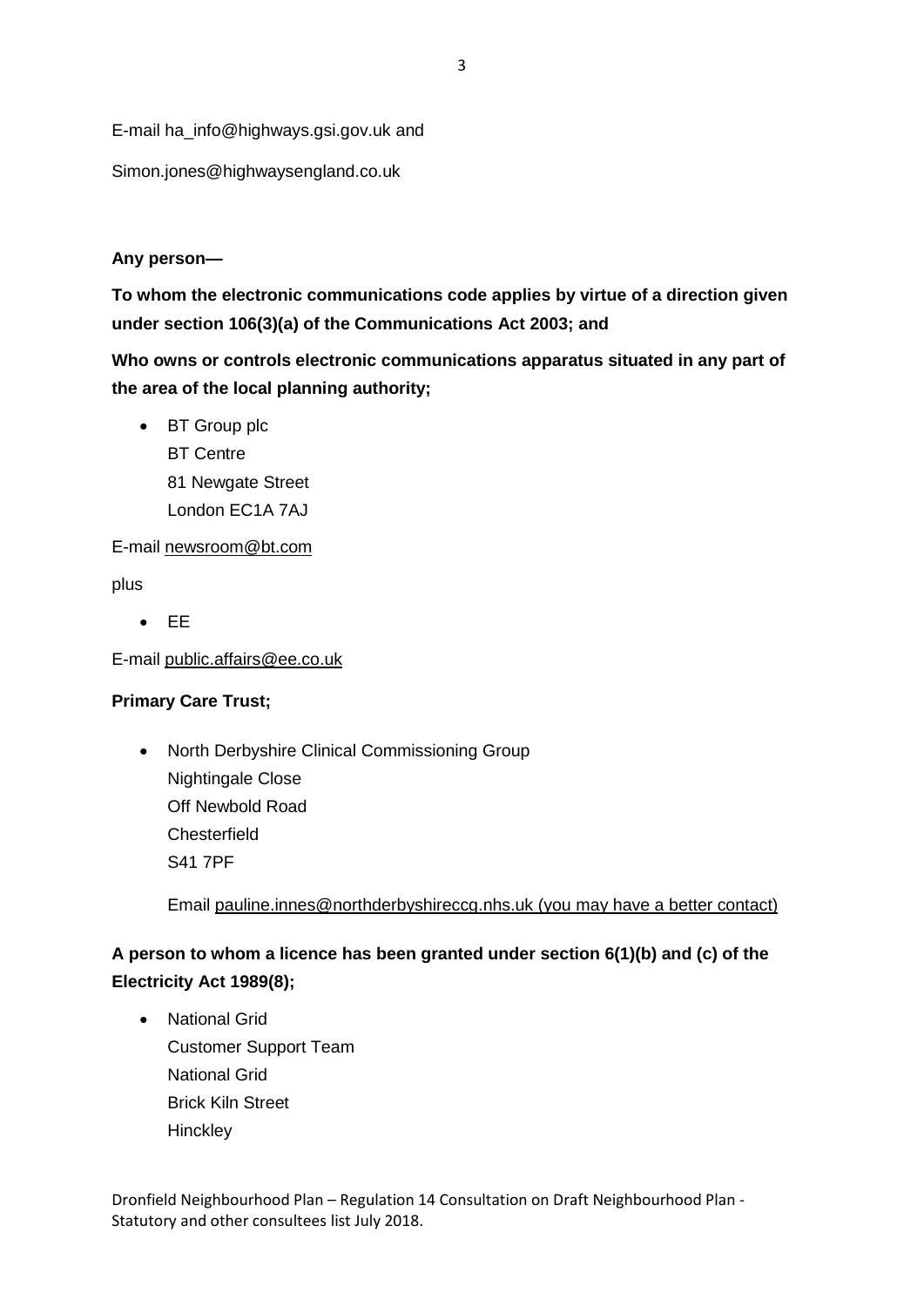E-mail ha_info@highways.gsi.gov.uk and

Simon.jones@highwaysengland.co.uk

**Any person—**

**To whom the electronic communications code applies by virtue of a direction given under section 106(3)(a) of the Communications Act 2003; and**

**Who owns or controls electronic communications apparatus situated in any part of the area of the local planning authority;**

- BT Group plc
  BT Centre
  81 Newgate Street
  London EC1A 7AJ

E-mail newsroom@bt.com

plus

- EE

E-mail public.affairs@ee.co.uk

**Primary Care Trust;**

- North Derbyshire Clinical Commissioning Group
  Nightingale Close
  Off Newbold Road
  Chesterfield
  S41 7PF

  Email pauline.innes@northderbyshireccg.nhs.uk (you may have a better contact)

**A person to whom a licence has been granted under section 6(1)(b) and (c) of the Electricity Act 1989(8);**

- National Grid
  Customer Support Team
  National Grid
  Brick Kiln Street
  Hinckley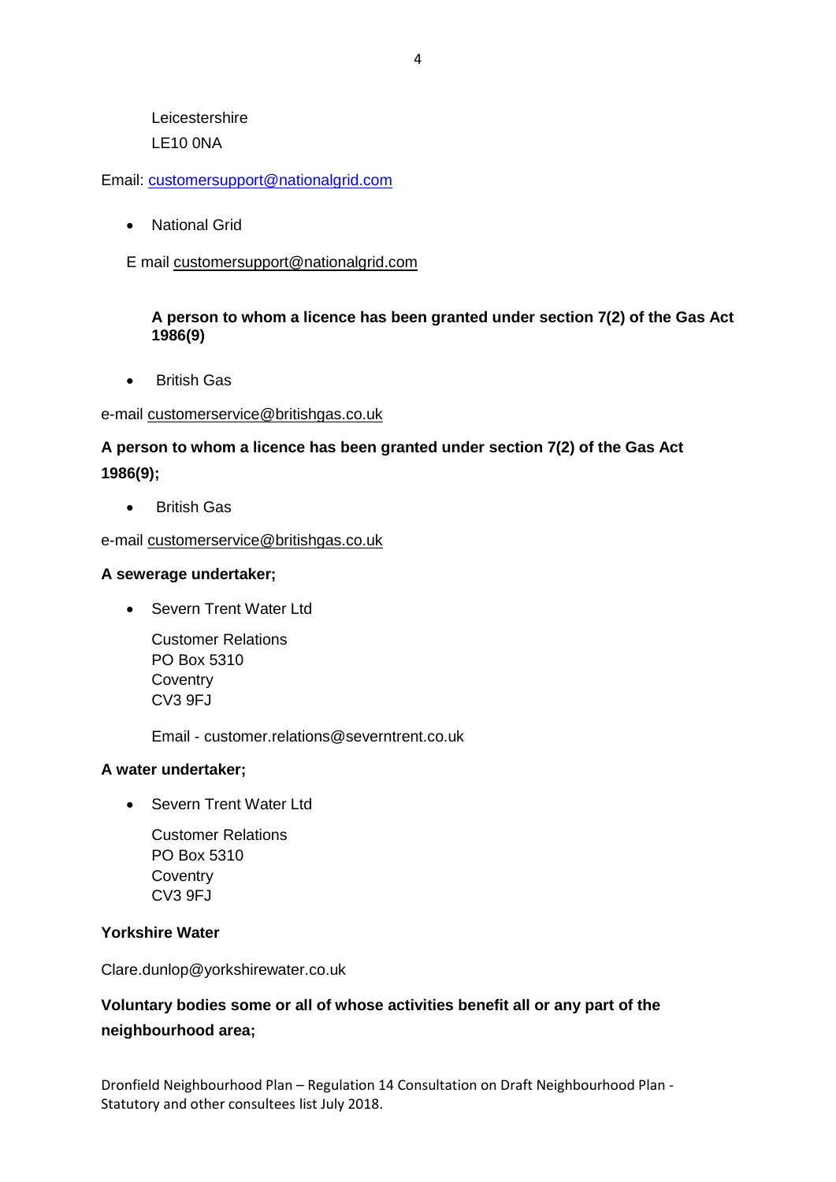Leicestershire
LE10 0NA

Email: customersupport@nationalgrid.com

- National Grid

E mail customersupport@nationalgrid.com

**A person to whom a licence has been granted under section 7(2) of the Gas Act 1986(9)**

- British Gas

e-mail customerservice@britishgas.co.uk

**A person to whom a licence has been granted under section 7(2) of the Gas Act 1986(9);**

- British Gas

e-mail customerservice@britishgas.co.uk

**A sewerage undertaker;**

- Severn Trent Water Ltd

  Customer Relations
  PO Box 5310
  Coventry
  CV3 9FJ

  Email - customer.relations@severntrent.co.uk

**A water undertaker;**

- Severn Trent Water Ltd

  Customer Relations
  PO Box 5310
  Coventry
  CV3 9FJ

**Yorkshire Water**

Clare.dunlop@yorkshirewater.co.uk

**Voluntary bodies some or all of whose activities benefit all or any part of the neighbourhood area;**

Dronfield Neighbourhood Plan – Regulation 14 Consultation on Draft Neighbourhood Plan - Statutory and other consultees list July 2018.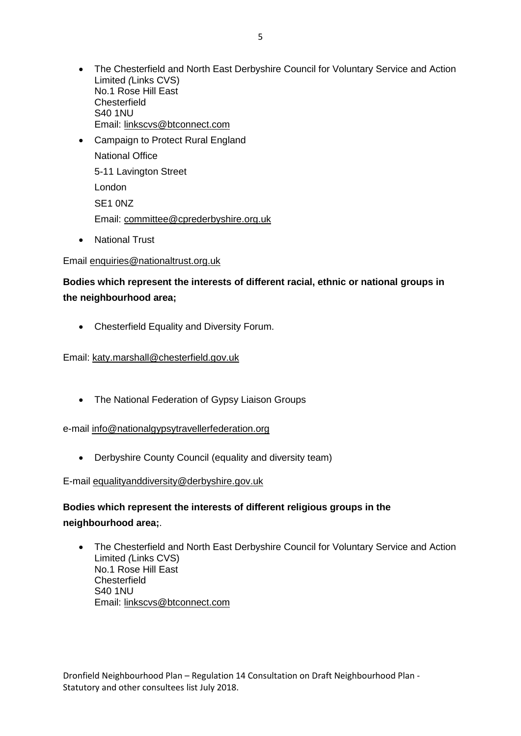- The Chesterfield and North East Derbyshire Council for Voluntary Service and Action Limited (Links CVS)
  No.1 Rose Hill East
  Chesterfield
  S40 1NU
  Email: linkscvs@btconnect.com
- Campaign to Protect Rural England
  National Office
  5-11 Lavington Street
  London
  SE1 0NZ
  Email: committee@cprederbyshire.org.uk
- National Trust

Email enquiries@nationaltrust.org.uk

**Bodies which represent the interests of different racial, ethnic or national groups in the neighbourhood area;**

- Chesterfield Equality and Diversity Forum.

Email: katy.marshall@chesterfield.gov.uk

- The National Federation of Gypsy Liaison Groups

e-mail info@nationalgypsytravellerfederation.org

- Derbyshire County Council (equality and diversity team)

E-mail equalityanddiversity@derbyshire.gov.uk

**Bodies which represent the interests of different religious groups in the neighbourhood area;**.

- The Chesterfield and North East Derbyshire Council for Voluntary Service and Action Limited (Links CVS)
  No.1 Rose Hill East
  Chesterfield
  S40 1NU
  Email: linkscvs@btconnect.com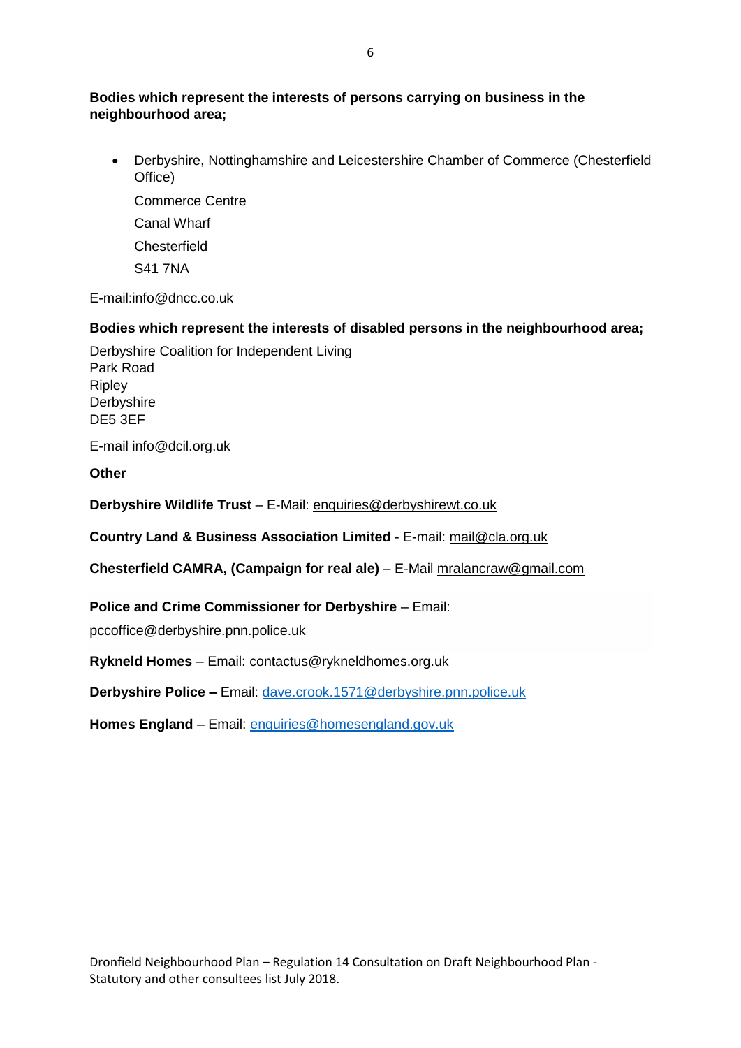**Bodies which represent the interests of persons carrying on business in the neighbourhood area;**

- Derbyshire, Nottinghamshire and Leicestershire Chamber of Commerce (Chesterfield Office)

  Commerce Centre

  Canal Wharf

  Chesterfield

  S41 7NA

E-mail:info@dncc.co.uk

**Bodies which represent the interests of disabled persons in the neighbourhood area;**

Derbyshire Coalition for Independent Living
Park Road
Ripley
Derbyshire
DE5 3EF

E-mail info@dcil.org.uk

**Other**

**Derbyshire Wildlife Trust** – E-Mail: enquiries@derbyshirewt.co.uk

**Country Land & Business Association Limited** - E-mail: mail@cla.org.uk

**Chesterfield CAMRA, (Campaign for real ale)** – E-Mail mralancraw@gmail.com

**Police and Crime Commissioner for Derbyshire** – Email:

pccoffice@derbyshire.pnn.police.uk

**Rykneld Homes** – Email: contactus@rykneldhomes.org.uk

**Derbyshire Police –** Email: dave.crook.1571@derbyshire.pnn.police.uk

**Homes England** – Email: enquiries@homesengland.gov.uk

Dronfield Neighbourhood Plan – Regulation 14 Consultation on Draft Neighbourhood Plan - Statutory and other consultees list July 2018.